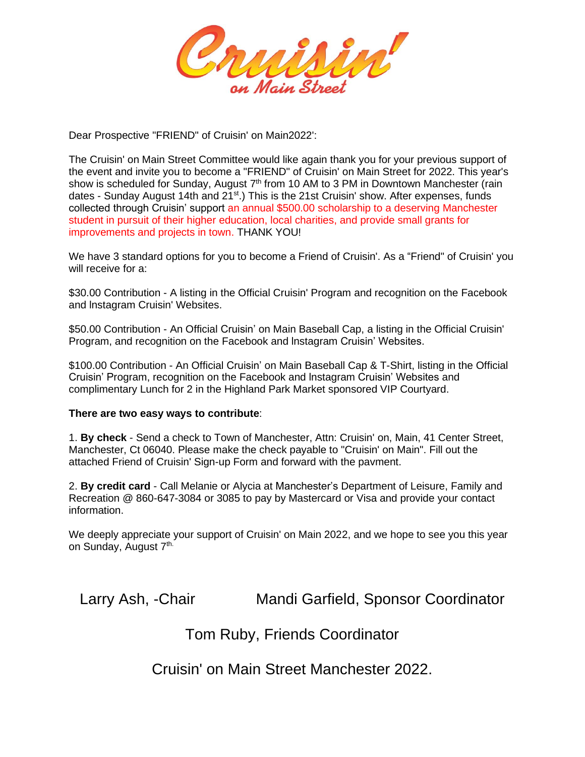# Cruisin' on Main Street

Dear Prospective "FRIEND" of Cruisin' on Main2022':

The Cruisin' on Main Street Committee would like again thank you for your previous support of the event and invite you to become a "FRIEND" of Cruisin' on Main Street for 2022. This year's show is scheduled for Sunday, August 7th from 10 AM to 3 PM in Downtown Manchester (rain dates - Sunday August 14th and 21st.) This is the 21st Cruisin' show. After expenses, funds collected through Cruisin' support an annual $500.00 scholarship to a deserving Manchester student in pursuit of their higher education, local charities, and provide small grants for improvements and projects in town. THANK YOU!

We have 3 standard options for you to become a Friend of Cruisin'. As a "Friend" of Cruisin' you will receive for a:

$30.00 Contribution - A listing in the Official Cruisin' Program and recognition on the Facebook and Instagram Cruisin' Websites.

$50.00 Contribution - An Official Cruisin' on Main Baseball Cap, a listing in the Official Cruisin' Program, and recognition on the Facebook and Instagram Cruisin' Websites.

$100.00 Contribution - An Official Cruisin' on Main Baseball Cap & T-Shirt, listing in the Official Cruisin' Program, recognition on the Facebook and Instagram Cruisin' Websites and complimentary Lunch for 2 in the Highland Park Market sponsored VIP Courtyard.

**There are two easy ways to contribute**:

1. **By check** - Send a check to Town of Manchester, Attn: Cruisin' on, Main, 41 Center Street, Manchester, Ct 06040. Please make the check payable to "Cruisin' on Main". Fill out the attached Friend of Cruisin' Sign-up Form and forward with the pavment.

2. **By credit card** - Call Melanie or Alycia at Manchester's Department of Leisure, Family and Recreation @ 860-647-3084 or 3085 to pay by Mastercard or Visa and provide your contact information.

We deeply appreciate your support of Cruisin' on Main 2022, and we hope to see you this year on Sunday, August 7th.

Larry Ash, -Chair    Mandi Garfield, Sponsor Coordinator

Tom Ruby, Friends Coordinator

Cruisin' on Main Street Manchester 2022.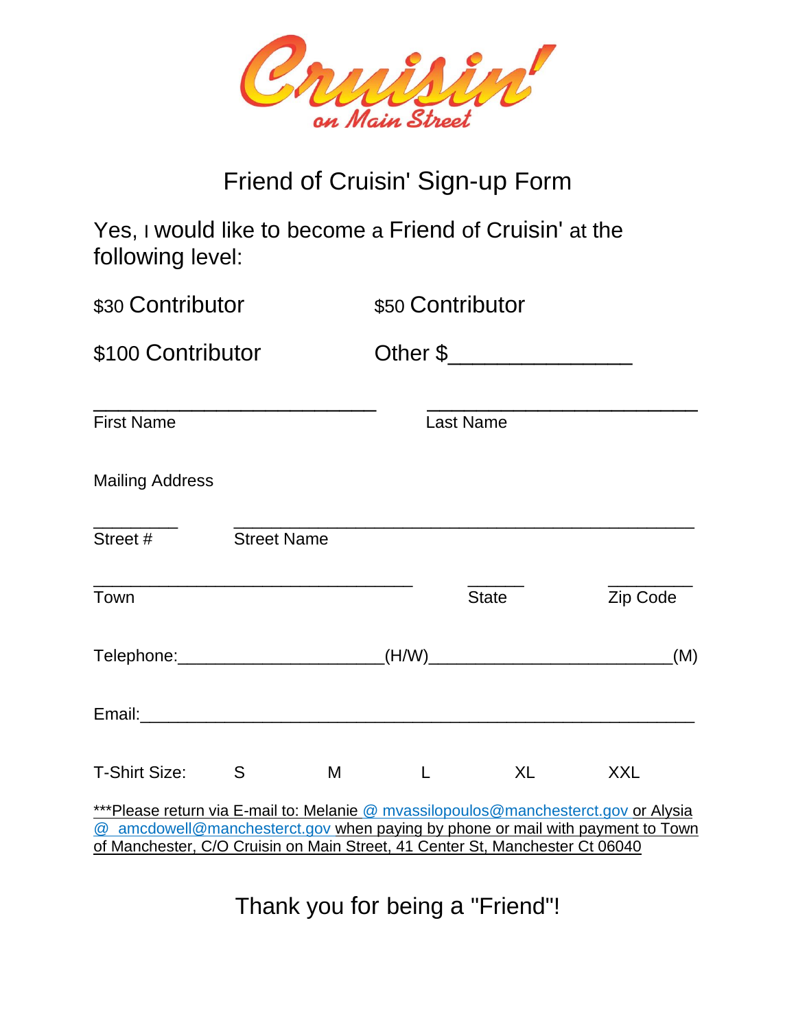Cruisin' on Main Street

# Friend of Cruisin' Sign-up Form

Yes, I would like to become a Friend of Cruisin' at the following level:

$30 Contributor $50 Contributor

$100 Contributor Other $_______________

_____________________________ _____________________________
First Name Last Name

Mailing Address

_________ _______________________________________________
Street # Street Name

_________________________________ ______ _________
Town State Zip Code

Telephone:_____________________(H/W)_________________________(M)

Email:_________________________________________________________

T-Shirt Size: S M L XL XXL

***Please return via E-mail to: Melanie @ mvassilopoulos@manchesterct.gov or Alysia @ amcdowell@manchesterct.gov when paying by phone or mail with payment to Town of Manchester, C/O Cruisin on Main Street, 41 Center St, Manchester Ct 06040

Thank you for being a "Friend"!